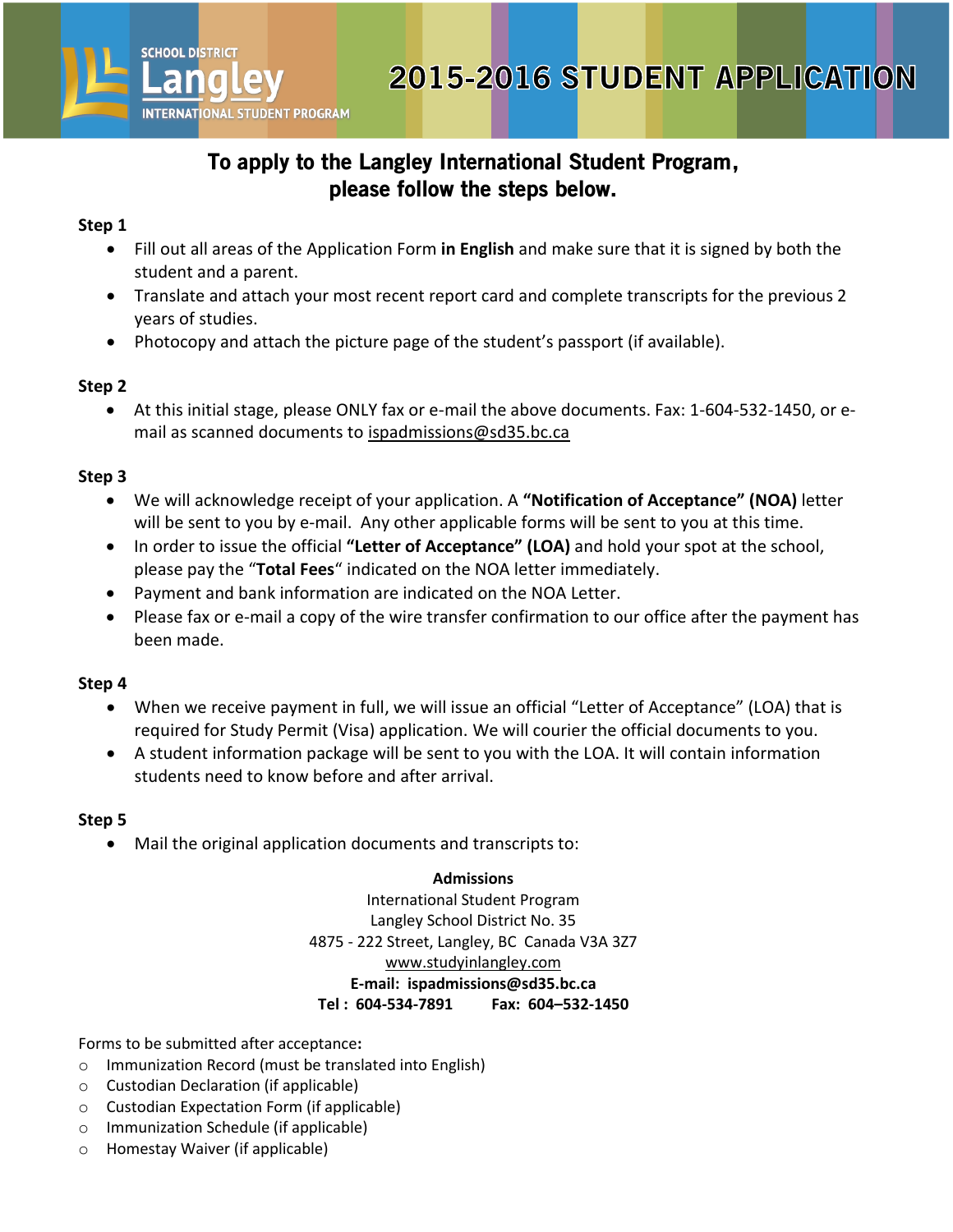SCHOOL DISTRICT
Langley
INTERNATIONAL STUDENT PROGRAM

# 2015-2016 STUDENT APPLICATION

## To apply to the Langley International Student Program, please follow the steps below.

**Step 1**

- Fill out all areas of the Application Form **in English** and make sure that it is signed by both the student and a parent.
- Translate and attach your most recent report card and complete transcripts for the previous 2 years of studies.
- Photocopy and attach the picture page of the student's passport (if available).

**Step 2**

- At this initial stage, please ONLY fax or e-mail the above documents. Fax: 1-604-532-1450, or e-mail as scanned documents to ispadmissions@sd35.bc.ca

**Step 3**

- We will acknowledge receipt of your application. A **"Notification of Acceptance" (NOA)** letter will be sent to you by e-mail. Any other applicable forms will be sent to you at this time.
- In order to issue the official **"Letter of Acceptance" (LOA)** and hold your spot at the school, please pay the "**Total Fees**" indicated on the NOA letter immediately.
- Payment and bank information are indicated on the NOA Letter.
- Please fax or e-mail a copy of the wire transfer confirmation to our office after the payment has been made.

**Step 4**

- When we receive payment in full, we will issue an official "Letter of Acceptance" (LOA) that is required for Study Permit (Visa) application. We will courier the official documents to you.
- A student information package will be sent to you with the LOA. It will contain information students need to know before and after arrival.

**Step 5**

- Mail the original application documents and transcripts to:

**Admissions**
International Student Program
Langley School District No. 35
4875 - 222 Street, Langley, BC Canada V3A 3Z7
www.studyinlangley.com
**E-mail: ispadmissions@sd35.bc.ca**
**Tel : 604-534-7891 Fax: 604–532-1450**

Forms to be submitted after acceptance**:**

- Immunization Record (must be translated into English)
- Custodian Declaration (if applicable)
- Custodian Expectation Form (if applicable)
- Immunization Schedule (if applicable)
- Homestay Waiver (if applicable)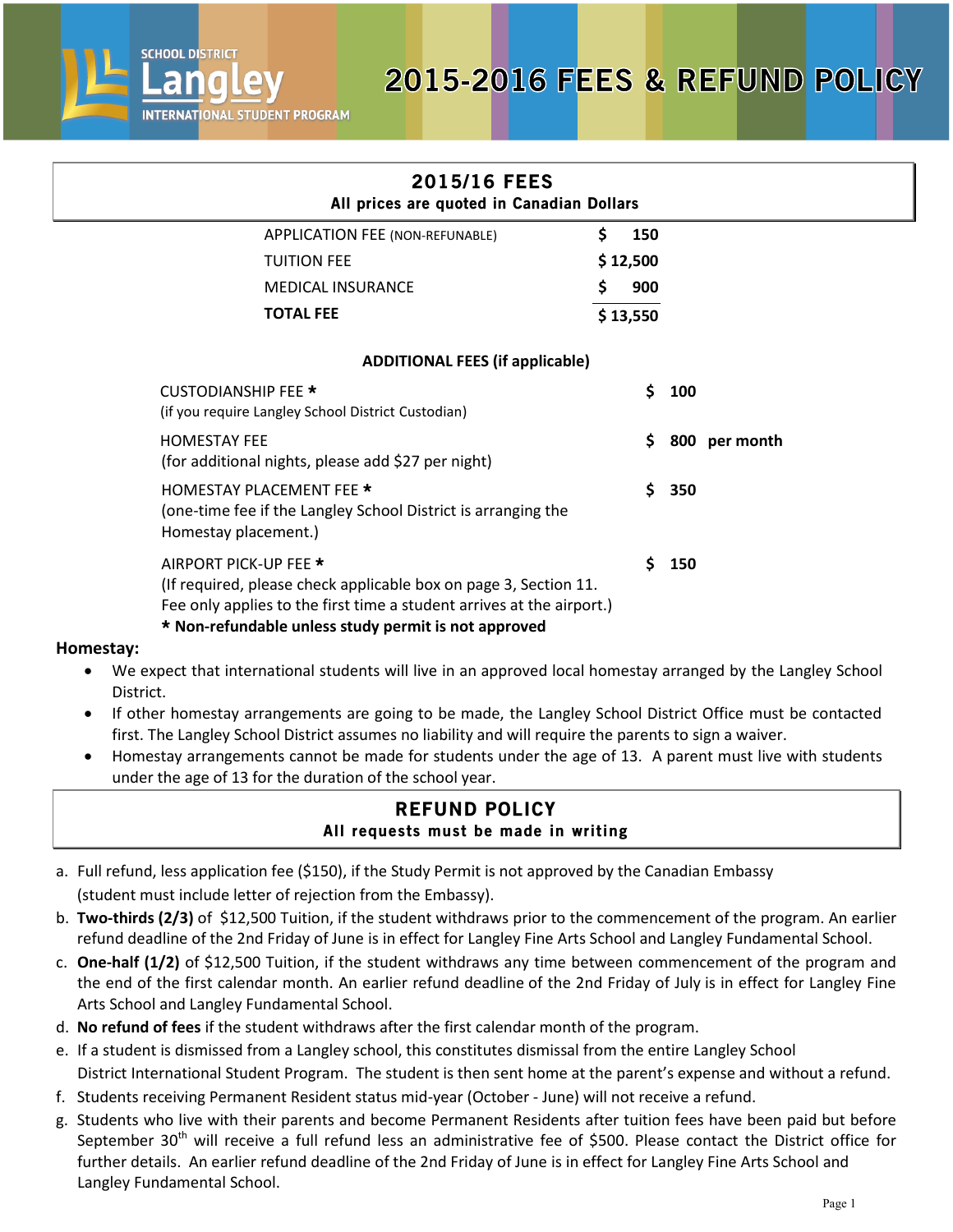# 2015-2016 FEES & REFUND POLICY

School District Langley International Student Program

## 2015/16 FEES

**All prices are quoted in Canadian Dollars**

| | |
|---|---|
| APPLICATION FEE (NON-REFUNABLE) | $ 150 |
| TUITION FEE | $ 12,500 |
| MEDICAL INSURANCE | $ 900 |
| **TOTAL FEE** | $ 13,550 |

**ADDITIONAL FEES (if applicable)**

| | |
|---|---|
| CUSTODIANSHIP FEE * (if you require Langley School District Custodian) | $ 100 |
| HOMESTAY FEE (for additional nights, please add $27 per night) | $ 800 per month |
| HOMESTAY PLACEMENT FEE * (one-time fee if the Langley School District is arranging the Homestay placement.) | $ 350 |
| AIRPORT PICK-UP FEE * (If required, please check applicable box on page 3, Section 11. Fee only applies to the first time a student arrives at the airport.) | $ 150 |

**\* Non-refundable unless study permit is not approved**

**Homestay:**

- We expect that international students will live in an approved local homestay arranged by the Langley School District.
- If other homestay arrangements are going to be made, the Langley School District Office must be contacted first. The Langley School District assumes no liability and will require the parents to sign a waiver.
- Homestay arrangements cannot be made for students under the age of 13. A parent must live with students under the age of 13 for the duration of the school year.

## REFUND POLICY

**All requests must be made in writing**

a. Full refund, less application fee ($150), if the Study Permit is not approved by the Canadian Embassy (student must include letter of rejection from the Embassy).

b. **Two-thirds (2/3)** of $12,500 Tuition, if the student withdraws prior to the commencement of the program. An earlier refund deadline of the 2nd Friday of June is in effect for Langley Fine Arts School and Langley Fundamental School.

c. **One-half (1/2)** of $12,500 Tuition, if the student withdraws any time between commencement of the program and the end of the first calendar month. An earlier refund deadline of the 2nd Friday of July is in effect for Langley Fine Arts School and Langley Fundamental School.

d. **No refund of fees** if the student withdraws after the first calendar month of the program.

e. If a student is dismissed from a Langley school, this constitutes dismissal from the entire Langley School District International Student Program. The student is then sent home at the parent's expense and without a refund.

f. Students receiving Permanent Resident status mid-year (October - June) will not receive a refund.

g. Students who live with their parents and become Permanent Residents after tuition fees have been paid but before September 30th will receive a full refund less an administrative fee of $500. Please contact the District office for further details. An earlier refund deadline of the 2nd Friday of June is in effect for Langley Fine Arts School and Langley Fundamental School.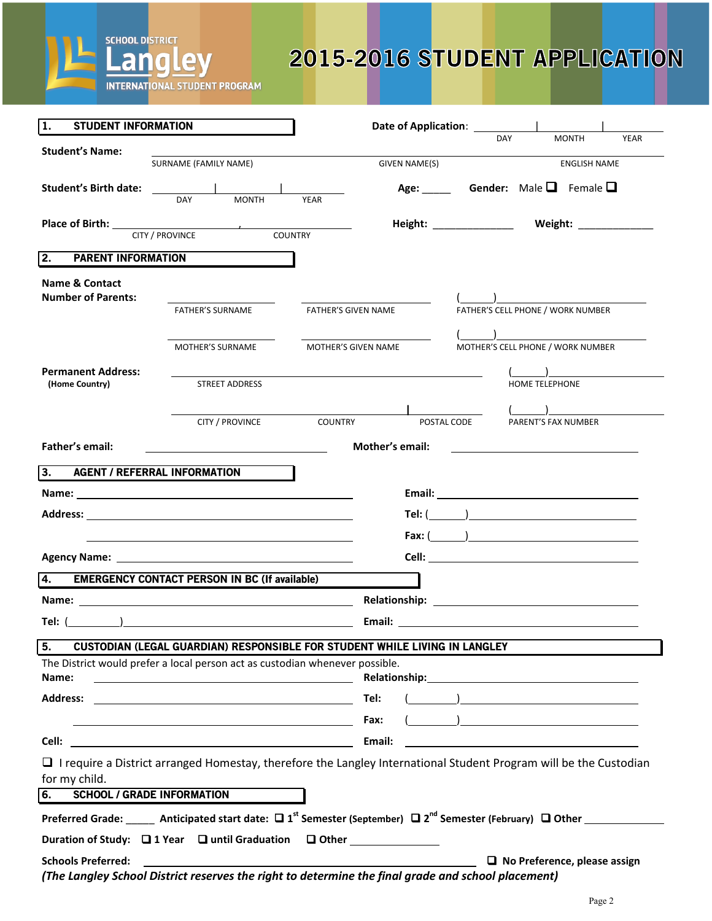SCHOOL DISTRICT **Langley** INTERNATIONAL STUDENT PROGRAM

# 2015-2016 STUDENT APPLICATION

## 1. STUDENT INFORMATION

**Date of Application**: ______ | ______ | ______
DAY MONTH YEAR

**Student's Name:** ____________________________________________
SURNAME (FAMILY NAME) GIVEN NAME(S) ENGLISH NAME

**Student's Birth date:** ______ | ______ | ______
DAY MONTH YEAR

**Age:** _____ **Gender:** Male ❑ Female ❑

**Place of Birth:** ____________, ____________
CITY / PROVINCE COUNTRY

**Height:** ____________ **Weight:** ____________

## 2. PARENT INFORMATION

**Name & Contact Number of Parents:**

________ ________ (____)________
FATHER'S SURNAME FATHER'S GIVEN NAME FATHER'S CELL PHONE / WORK NUMBER

________ ________ (____)________
MOTHER'S SURNAME MOTHER'S GIVEN NAME MOTHER'S CELL PHONE / WORK NUMBER

**Permanent Address:**
**(Home Country)**

____________________________ (____)________
STREET ADDRESS HOME TELEPHONE

________ ________ | ________ (____)________
CITY / PROVINCE COUNTRY POSTAL CODE PARENT'S FAX NUMBER

**Father's email:** ____________ **Mother's email:** ____________

## 3. AGENT / REFERRAL INFORMATION

**Name:** ____________ **Email:** ____________

**Address:** ____________ **Tel:** (____)________

____________ **Fax:** (____)________

**Agency Name:** ____________ **Cell:** ____________

## 4. EMERGENCY CONTACT PERSON IN BC (If available)

**Name:** ____________ **Relationship:** ____________

**Tel:** (____)________ **Email:** ____________

## 5. CUSTODIAN (LEGAL GUARDIAN) RESPONSIBLE FOR STUDENT WHILE LIVING IN LANGLEY

The District would prefer a local person act as custodian whenever possible.

**Name:** ____________ **Relationship:** ____________

**Address:** ____________ **Tel:** (____)________

____________ **Fax:** (____)________

**Cell:** ____________ **Email:** ____________

❑ I require a District arranged Homestay, therefore the Langley International Student Program will be the Custodian for my child.

## 6. SCHOOL / GRADE INFORMATION

**Preferred Grade:** _____ **Anticipated start date:** ❑ **1st Semester** (September) ❑ **2nd Semester** (February) ❑ **Other** ____________

**Duration of Study:** ❑ **1 Year** ❑ **until Graduation** ❑ **Other** ____________

**Schools Preferred:** ____________ ❑ **No Preference, please assign**

***(The Langley School District reserves the right to determine the final grade and school placement)***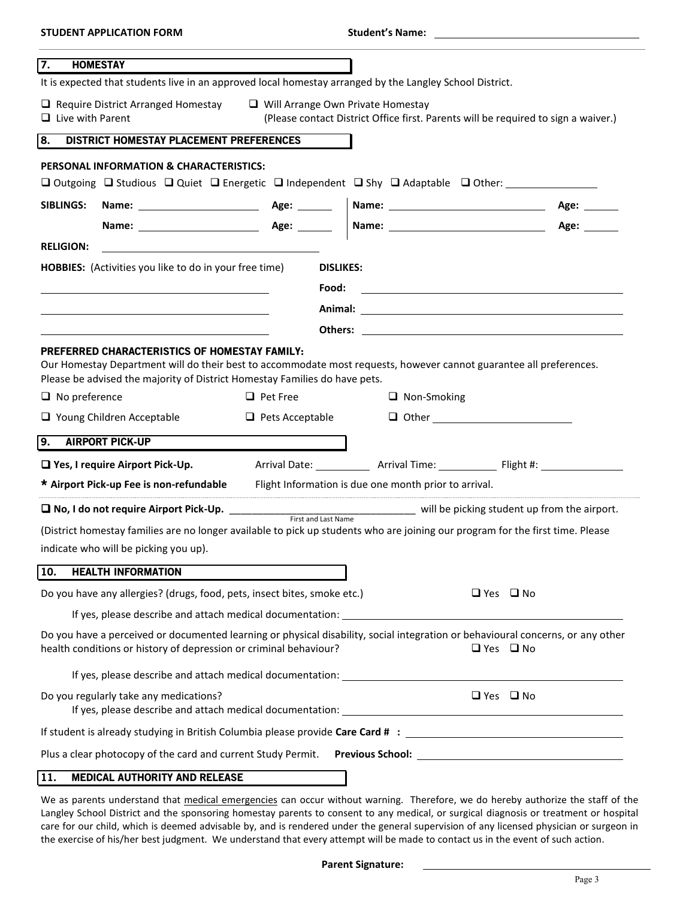**STUDENT APPLICATION FORM** **Student's Name:** ______________________

## 7. HOMESTAY

It is expected that students live in an approved local homestay arranged by the Langley School District.

- ❑ Require District Arranged Homestay
- ❑ Live with Parent
- ❑ Will Arrange Own Private Homestay (Please contact District Office first. Parents will be required to sign a waiver.)

## 8. DISTRICT HOMESTAY PLACEMENT PREFERENCES

**PERSONAL INFORMATION & CHARACTERISTICS:**

❑ Outgoing ❑ Studious ❑ Quiet ❑ Energetic ❑ Independent ❑ Shy ❑ Adaptable ❑ Other: ________________

| **SIBLINGS:** | **Name:** | **Age:** | **Name:** | **Age:** |
|---|---|---|---|---|
| | **Name:** | **Age:** | **Name:** | **Age:** |

**RELIGION:** ______________________

**HOBBIES:** (Activities you like to do in your free time)

______________________

______________________

______________________

**DISLIKES:**

**Food:** ______________________

**Animal:** ______________________

**Others:** ______________________

**PREFERRED CHARACTERISTICS OF HOMESTAY FAMILY:**

Our Homestay Department will do their best to accommodate most requests, however cannot guarantee all preferences. Please be advised the majority of District Homestay Families do have pets.

- ❑ No preference
- ❑ Pet Free
- ❑ Non-Smoking
- ❑ Young Children Acceptable
- ❑ Pets Acceptable
- ❑ Other ______________________

## 9. AIRPORT PICK-UP

**❑ Yes, I require Airport Pick-Up.** Arrival Date: __________ Arrival Time: __________ Flight #: ______________

**\* Airport Pick-up Fee is non-refundable** Flight Information is due one month prior to arrival.

**❑ No, I do not require Airport Pick-Up.** ______________________ (First and Last Name) will be picking student up from the airport.

(District homestay families are no longer available to pick up students who are joining our program for the first time. Please indicate who will be picking you up).

## 10. HEALTH INFORMATION

Do you have any allergies? (drugs, food, pets, insect bites, smoke etc.) ❑ Yes ❑ No

If yes, please describe and attach medical documentation: ______________________

Do you have a perceived or documented learning or physical disability, social integration or behavioural concerns, or any other health conditions or history of depression or criminal behaviour? ❑ Yes ❑ No

If yes, please describe and attach medical documentation: ______________________

Do you regularly take any medications? ❑ Yes ❑ No

If yes, please describe and attach medical documentation: ______________________

If student is already studying in British Columbia please provide **Care Card # :** ______________________

Plus a clear photocopy of the card and current Study Permit. **Previous School:** ______________________

## 11. MEDICAL AUTHORITY AND RELEASE

We as parents understand that medical emergencies can occur without warning. Therefore, we do hereby authorize the staff of the Langley School District and the sponsoring homestay parents to consent to any medical, or surgical diagnosis or treatment or hospital care for our child, which is deemed advisable by, and is rendered under the general supervision of any licensed physician or surgeon in the exercise of his/her best judgment. We understand that every attempt will be made to contact us in the event of such action.

**Parent Signature:** ______________________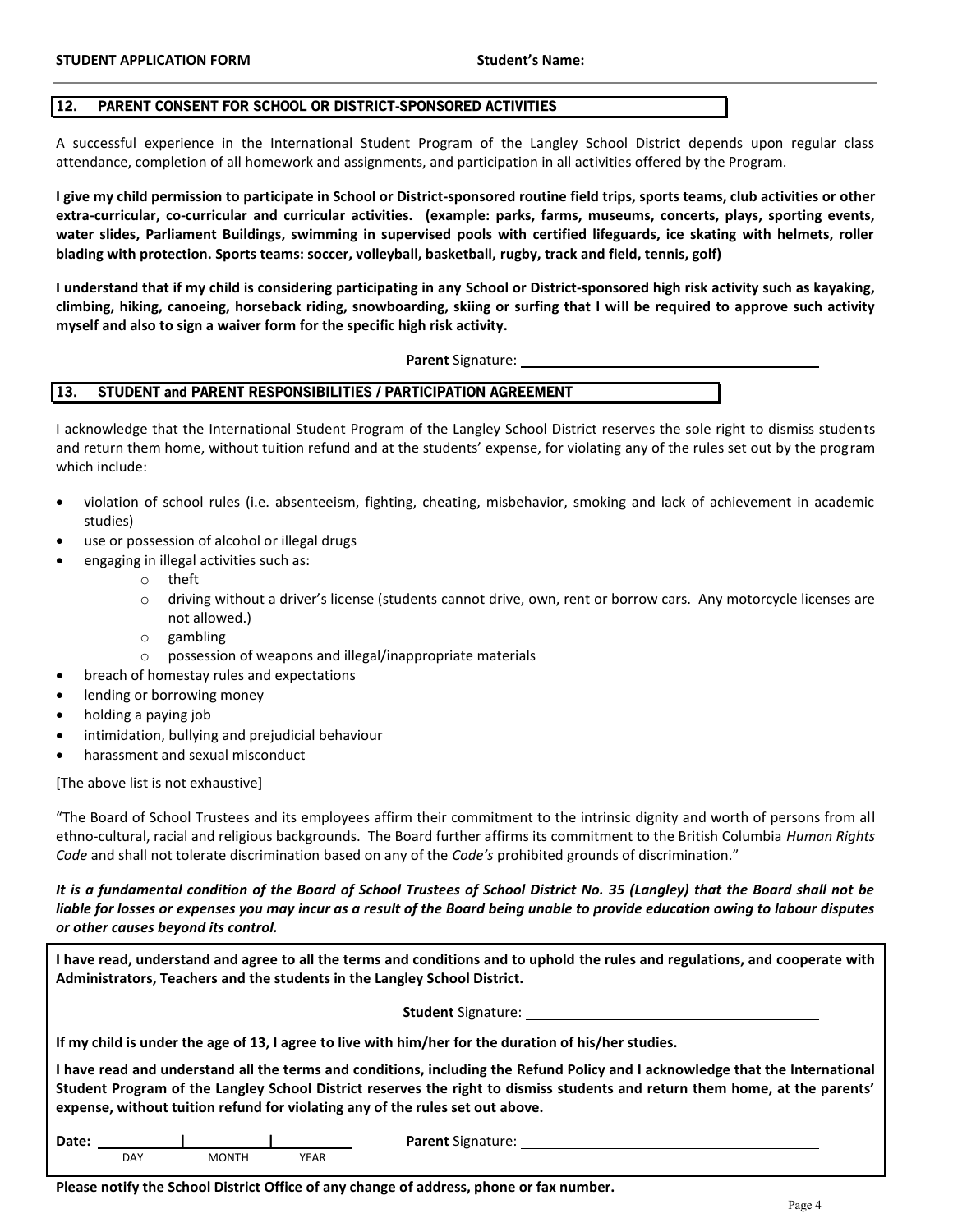**STUDENT APPLICATION FORM** **Student's Name:** ______________________

## 12. PARENT CONSENT FOR SCHOOL OR DISTRICT-SPONSORED ACTIVITIES

A successful experience in the International Student Program of the Langley School District depends upon regular class attendance, completion of all homework and assignments, and participation in all activities offered by the Program.

**I give my child permission to participate in School or District-sponsored routine field trips, sports teams, club activities or other extra-curricular, co-curricular and curricular activities. (example: parks, farms, museums, concerts, plays, sporting events, water slides, Parliament Buildings, swimming in supervised pools with certified lifeguards, ice skating with helmets, roller blading with protection. Sports teams: soccer, volleyball, basketball, rugby, track and field, tennis, golf)**

**I understand that if my child is considering participating in any School or District-sponsored high risk activity such as kayaking, climbing, hiking, canoeing, horseback riding, snowboarding, skiing or surfing that I will be required to approve such activity myself and also to sign a waiver form for the specific high risk activity.**

**Parent** Signature: ______________________

## 13. STUDENT and PARENT RESPONSIBILITIES / PARTICIPATION AGREEMENT

I acknowledge that the International Student Program of the Langley School District reserves the sole right to dismiss students and return them home, without tuition refund and at the students' expense, for violating any of the rules set out by the program which include:

- violation of school rules (i.e. absenteeism, fighting, cheating, misbehavior, smoking and lack of achievement in academic studies)
- use or possession of alcohol or illegal drugs
- engaging in illegal activities such as:
  - theft
  - driving without a driver's license (students cannot drive, own, rent or borrow cars. Any motorcycle licenses are not allowed.)
  - gambling
  - possession of weapons and illegal/inappropriate materials
- breach of homestay rules and expectations
- lending or borrowing money
- holding a paying job
- intimidation, bullying and prejudicial behaviour
- harassment and sexual misconduct

[The above list is not exhaustive]

"The Board of School Trustees and its employees affirm their commitment to the intrinsic dignity and worth of persons from all ethno-cultural, racial and religious backgrounds. The Board further affirms its commitment to the British Columbia *Human Rights Code* and shall not tolerate discrimination based on any of the *Code's* prohibited grounds of discrimination."

***It is a fundamental condition of the Board of School Trustees of School District No. 35 (Langley) that the Board shall not be liable for losses or expenses you may incur as a result of the Board being unable to provide education owing to labour disputes or other causes beyond its control.***

**I have read, understand and agree to all the terms and conditions and to uphold the rules and regulations, and cooperate with Administrators, Teachers and the students in the Langley School District.**

**Student** Signature: ______________________

**If my child is under the age of 13, I agree to live with him/her for the duration of his/her studies.**

**I have read and understand all the terms and conditions, including the Refund Policy and I acknowledge that the International Student Program of the Langley School District reserves the right to dismiss students and return them home, at the parents' expense, without tuition refund for violating any of the rules set out above.**

**Date:** ______ | ______ | ______
DAY MONTH YEAR

**Parent** Signature: ______________________

**Please notify the School District Office of any change of address, phone or fax number.**